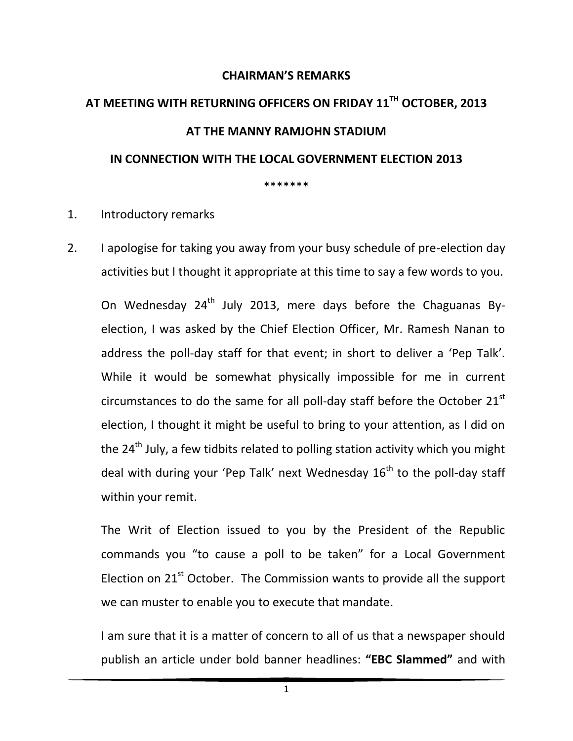# CHAIRMAN'S REMARKS

## AT MEETING WITH RETURNING OFFICERS ON FRIDAY 11TH OCTOBER, 2013

## AT THE MANNY RAMJOHN STADIUM

## IN CONNECTION WITH THE LOCAL GOVERNMENT ELECTION 2013

*******

1. Introductory remarks

2. I apologise for taking you away from your busy schedule of pre-election day activities but I thought it appropriate at this time to say a few words to you.

   On Wednesday 24th July 2013, mere days before the Chaguanas By-election, I was asked by the Chief Election Officer, Mr. Ramesh Nanan to address the poll-day staff for that event; in short to deliver a 'Pep Talk'. While it would be somewhat physically impossible for me in current circumstances to do the same for all poll-day staff before the October 21st election, I thought it might be useful to bring to your attention, as I did on the 24th July, a few tidbits related to polling station activity which you might deal with during your 'Pep Talk' next Wednesday 16th to the poll-day staff within your remit.

   The Writ of Election issued to you by the President of the Republic commands you "to cause a poll to be taken" for a Local Government Election on 21st October. The Commission wants to provide all the support we can muster to enable you to execute that mandate.

   I am sure that it is a matter of concern to all of us that a newspaper should publish an article under bold banner headlines: **"EBC Slammed"** and with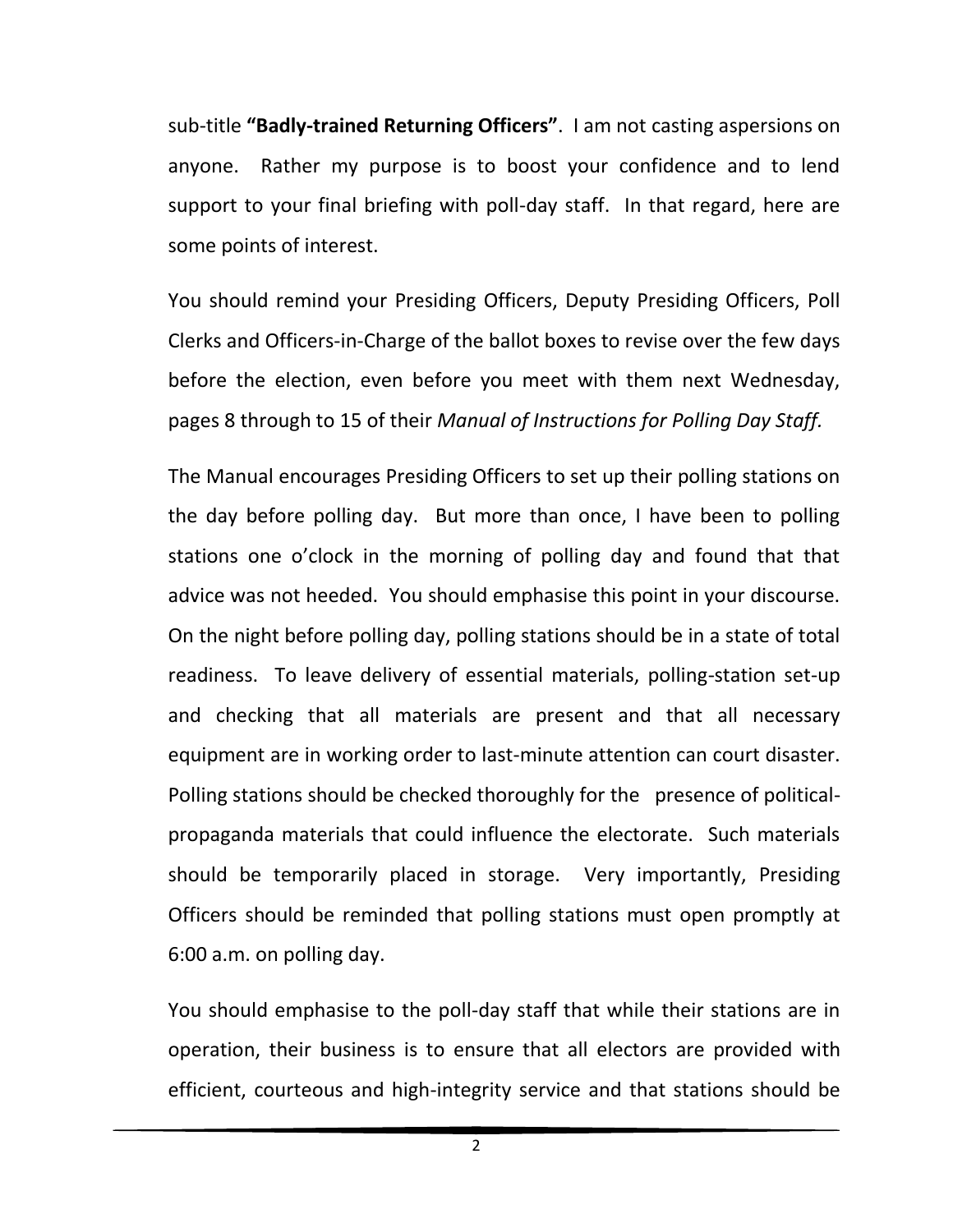sub-title **"Badly-trained Returning Officers"**. I am not casting aspersions on anyone. Rather my purpose is to boost your confidence and to lend support to your final briefing with poll-day staff. In that regard, here are some points of interest.

You should remind your Presiding Officers, Deputy Presiding Officers, Poll Clerks and Officers-in-Charge of the ballot boxes to revise over the few days before the election, even before you meet with them next Wednesday, pages 8 through to 15 of their *Manual of Instructions for Polling Day Staff.*

The Manual encourages Presiding Officers to set up their polling stations on the day before polling day. But more than once, I have been to polling stations one o'clock in the morning of polling day and found that that advice was not heeded. You should emphasise this point in your discourse. On the night before polling day, polling stations should be in a state of total readiness. To leave delivery of essential materials, polling-station set-up and checking that all materials are present and that all necessary equipment are in working order to last-minute attention can court disaster. Polling stations should be checked thoroughly for the presence of political-propaganda materials that could influence the electorate. Such materials should be temporarily placed in storage. Very importantly, Presiding Officers should be reminded that polling stations must open promptly at 6:00 a.m. on polling day.

You should emphasise to the poll-day staff that while their stations are in operation, their business is to ensure that all electors are provided with efficient, courteous and high-integrity service and that stations should be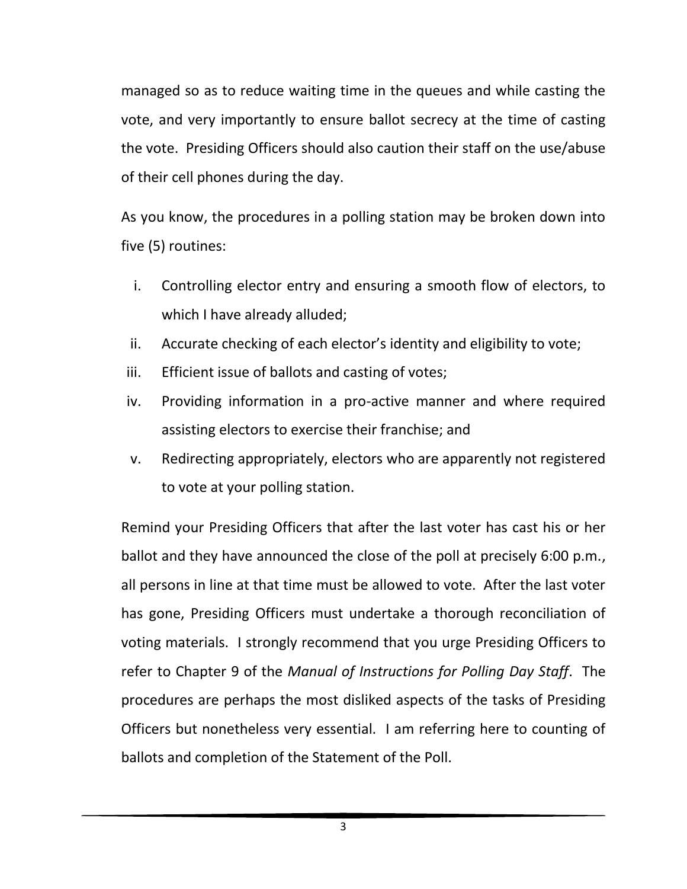managed so as to reduce waiting time in the queues and while casting the vote, and very importantly to ensure ballot secrecy at the time of casting the vote. Presiding Officers should also caution their staff on the use/abuse of their cell phones during the day.

As you know, the procedures in a polling station may be broken down into five (5) routines:

i. Controlling elector entry and ensuring a smooth flow of electors, to which I have already alluded;
ii. Accurate checking of each elector's identity and eligibility to vote;
iii. Efficient issue of ballots and casting of votes;
iv. Providing information in a pro-active manner and where required assisting electors to exercise their franchise; and
v. Redirecting appropriately, electors who are apparently not registered to vote at your polling station.

Remind your Presiding Officers that after the last voter has cast his or her ballot and they have announced the close of the poll at precisely 6:00 p.m., all persons in line at that time must be allowed to vote. After the last voter has gone, Presiding Officers must undertake a thorough reconciliation of voting materials. I strongly recommend that you urge Presiding Officers to refer to Chapter 9 of the *Manual of Instructions for Polling Day Staff*. The procedures are perhaps the most disliked aspects of the tasks of Presiding Officers but nonetheless very essential. I am referring here to counting of ballots and completion of the Statement of the Poll.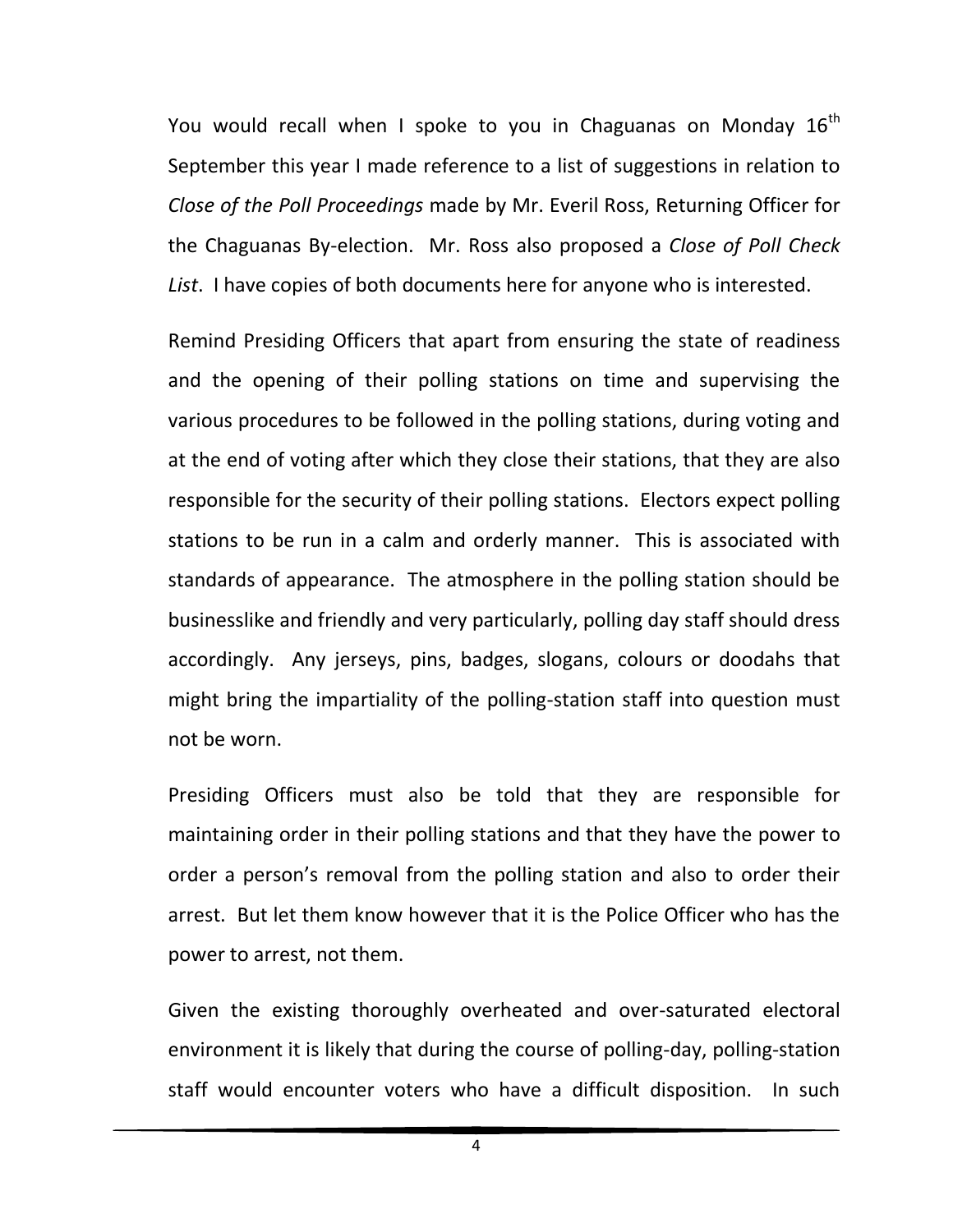You would recall when I spoke to you in Chaguanas on Monday 16th September this year I made reference to a list of suggestions in relation to *Close of the Poll Proceedings* made by Mr. Everil Ross, Returning Officer for the Chaguanas By-election. Mr. Ross also proposed a *Close of Poll Check List*. I have copies of both documents here for anyone who is interested.

Remind Presiding Officers that apart from ensuring the state of readiness and the opening of their polling stations on time and supervising the various procedures to be followed in the polling stations, during voting and at the end of voting after which they close their stations, that they are also responsible for the security of their polling stations. Electors expect polling stations to be run in a calm and orderly manner. This is associated with standards of appearance. The atmosphere in the polling station should be businesslike and friendly and very particularly, polling day staff should dress accordingly. Any jerseys, pins, badges, slogans, colours or doodahs that might bring the impartiality of the polling-station staff into question must not be worn.

Presiding Officers must also be told that they are responsible for maintaining order in their polling stations and that they have the power to order a person's removal from the polling station and also to order their arrest. But let them know however that it is the Police Officer who has the power to arrest, not them.

Given the existing thoroughly overheated and over-saturated electoral environment it is likely that during the course of polling-day, polling-station staff would encounter voters who have a difficult disposition. In such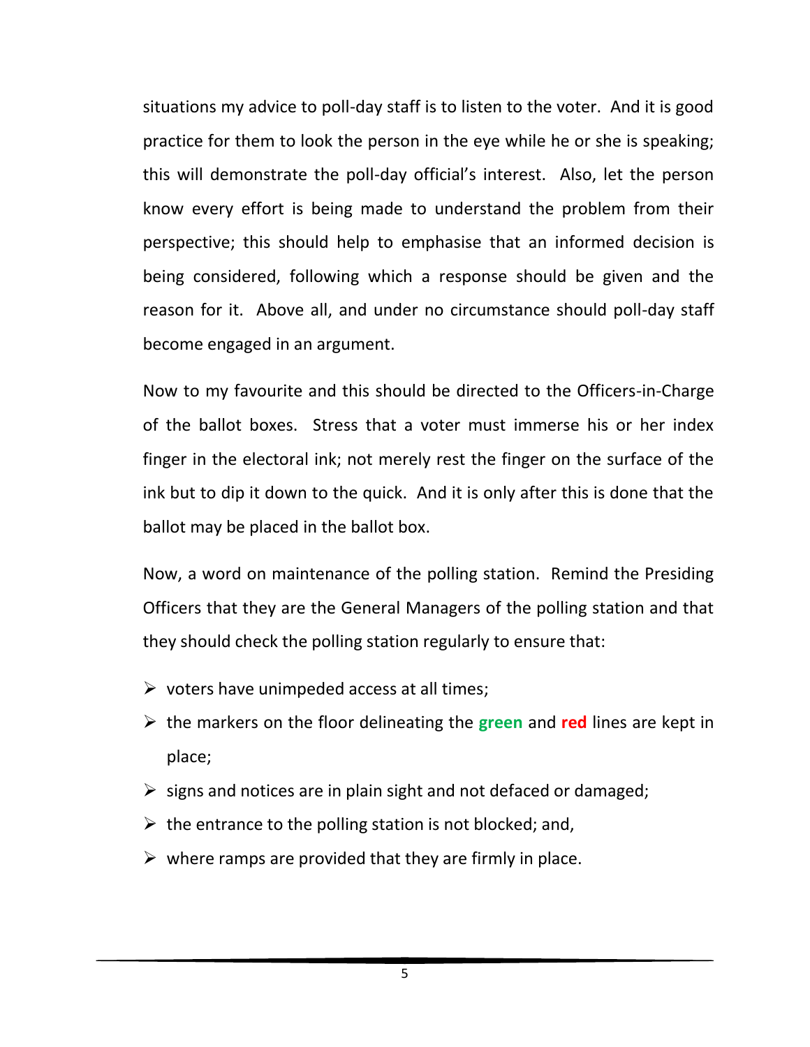situations my advice to poll-day staff is to listen to the voter. And it is good practice for them to look the person in the eye while he or she is speaking; this will demonstrate the poll-day official's interest. Also, let the person know every effort is being made to understand the problem from their perspective; this should help to emphasise that an informed decision is being considered, following which a response should be given and the reason for it. Above all, and under no circumstance should poll-day staff become engaged in an argument.

Now to my favourite and this should be directed to the Officers-in-Charge of the ballot boxes. Stress that a voter must immerse his or her index finger in the electoral ink; not merely rest the finger on the surface of the ink but to dip it down to the quick. And it is only after this is done that the ballot may be placed in the ballot box.

Now, a word on maintenance of the polling station. Remind the Presiding Officers that they are the General Managers of the polling station and that they should check the polling station regularly to ensure that:

- voters have unimpeded access at all times;
- the markers on the floor delineating the **green** and **red** lines are kept in place;
- signs and notices are in plain sight and not defaced or damaged;
- the entrance to the polling station is not blocked; and,
- where ramps are provided that they are firmly in place.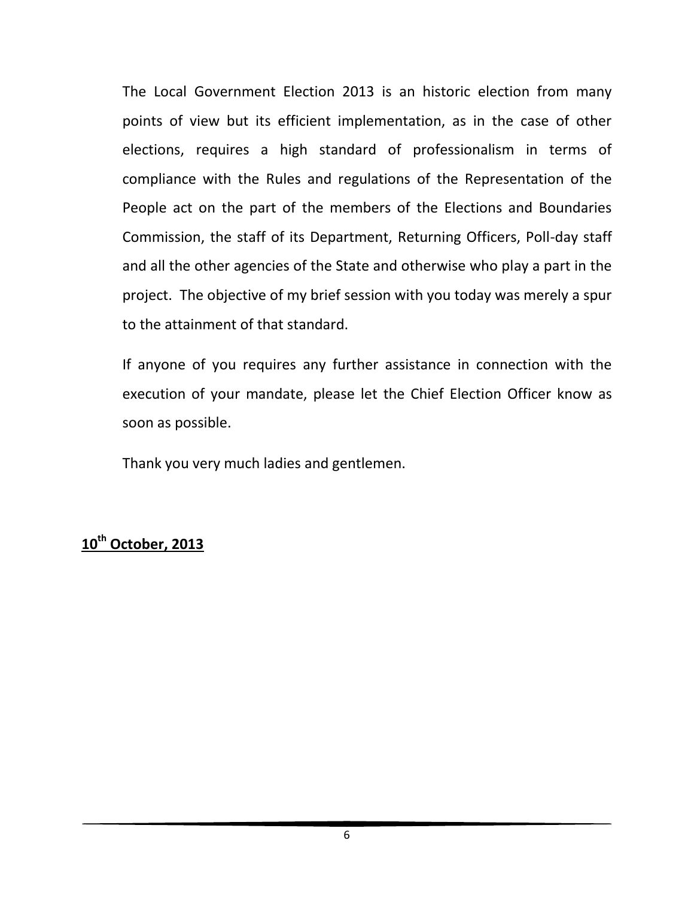The Local Government Election 2013 is an historic election from many points of view but its efficient implementation, as in the case of other elections, requires a high standard of professionalism in terms of compliance with the Rules and regulations of the Representation of the People act on the part of the members of the Elections and Boundaries Commission, the staff of its Department, Returning Officers, Poll-day staff and all the other agencies of the State and otherwise who play a part in the project. The objective of my brief session with you today was merely a spur to the attainment of that standard.

If anyone of you requires any further assistance in connection with the execution of your mandate, please let the Chief Election Officer know as soon as possible.

Thank you very much ladies and gentlemen.

**10th October, 2013**